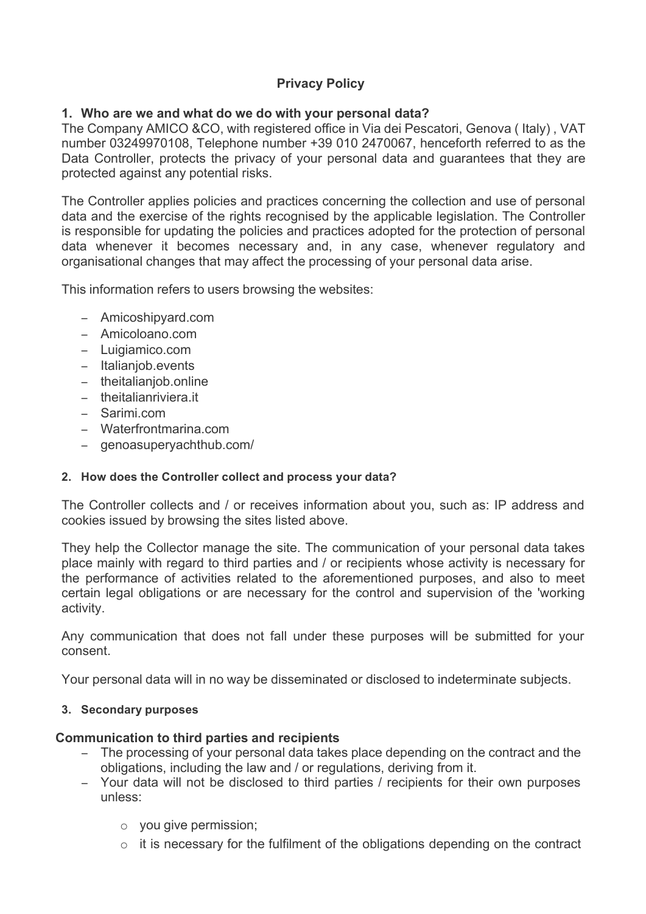# Privacy Policy

## 1. Who are we and what do we do with your personal data?

The Company AMICO &CO, with registered office in Via dei Pescatori, Genova ( Italy) , VAT number 03249970108, Telephone number +39 010 2470067, henceforth referred to as the Data Controller, protects the privacy of your personal data and guarantees that they are protected against any potential risks.

The Controller applies policies and practices concerning the collection and use of personal data and the exercise of the rights recognised by the applicable legislation. The Controller is responsible for updating the policies and practices adopted for the protection of personal data whenever it becomes necessary and, in any case, whenever regulatory and organisational changes that may affect the processing of your personal data arise.

This information refers to users browsing the websites:

- Amicoshipyard.com
- Amicoloano.com
- Luigiamico.com
- Italianjob.events
- theitalianjob.online
- theitalianriviera.it
- Sarimi.com
- Waterfrontmarina.com
- genoasuperyachthub.com/

### 2. How does the Controller collect and process your data?

The Controller collects and / or receives information about you, such as: IP address and cookies issued by browsing the sites listed above.

They help the Collector manage the site. The communication of your personal data takes place mainly with regard to third parties and / or recipients whose activity is necessary for the performance of activities related to the aforementioned purposes, and also to meet certain legal obligations or are necessary for the control and supervision of the 'working activity.

Any communication that does not fall under these purposes will be submitted for your consent.

Your personal data will in no way be disseminated or disclosed to indeterminate subjects.

### 3. Secondary purposes

### Communication to third parties and recipients

- The processing of your personal data takes place depending on the contract and the obligations, including the law and / or regulations, deriving from it.
- Your data will not be disclosed to third parties / recipients for their own purposes unless:
  - you give permission;
  - it is necessary for the fulfilment of the obligations depending on the contract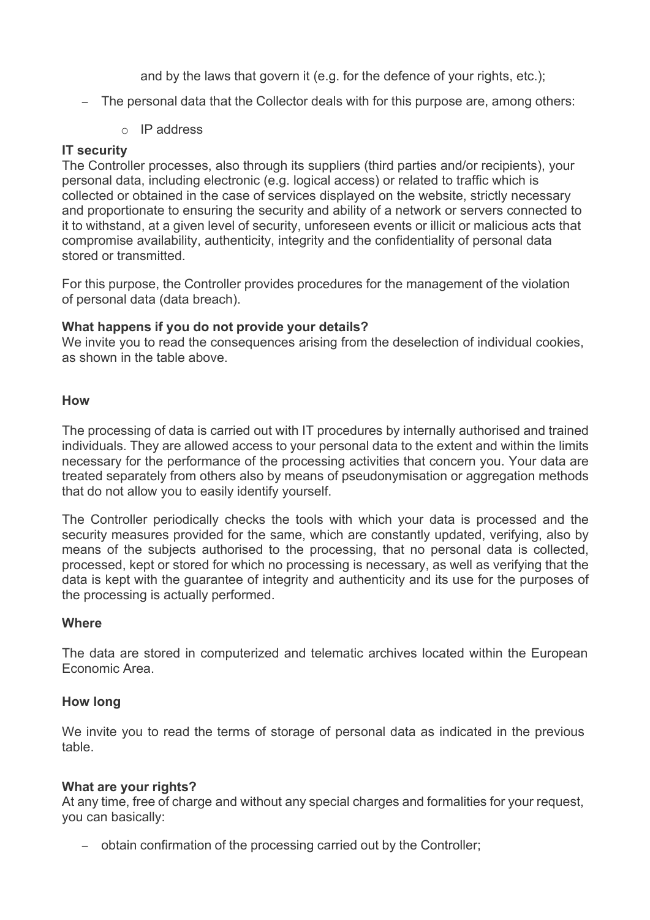and by the laws that govern it (e.g. for the defence of your rights, etc.);

- The personal data that the Collector deals with for this purpose are, among others:
    - IP address

**IT security**

The Controller processes, also through its suppliers (third parties and/or recipients), your personal data, including electronic (e.g. logical access) or related to traffic which is collected or obtained in the case of services displayed on the website, strictly necessary and proportionate to ensuring the security and ability of a network or servers connected to it to withstand, at a given level of security, unforeseen events or illicit or malicious acts that compromise availability, authenticity, integrity and the confidentiality of personal data stored or transmitted.

For this purpose, the Controller provides procedures for the management of the violation of personal data (data breach).

**What happens if you do not provide your details?**

We invite you to read the consequences arising from the deselection of individual cookies, as shown in the table above.

**How**

The processing of data is carried out with IT procedures by internally authorised and trained individuals. They are allowed access to your personal data to the extent and within the limits necessary for the performance of the processing activities that concern you. Your data are treated separately from others also by means of pseudonymisation or aggregation methods that do not allow you to easily identify yourself.

The Controller periodically checks the tools with which your data is processed and the security measures provided for the same, which are constantly updated, verifying, also by means of the subjects authorised to the processing, that no personal data is collected, processed, kept or stored for which no processing is necessary, as well as verifying that the data is kept with the guarantee of integrity and authenticity and its use for the purposes of the processing is actually performed.

**Where**

The data are stored in computerized and telematic archives located within the European Economic Area.

**How long**

We invite you to read the terms of storage of personal data as indicated in the previous table.

**What are your rights?**

At any time, free of charge and without any special charges and formalities for your request, you can basically:

- obtain confirmation of the processing carried out by the Controller;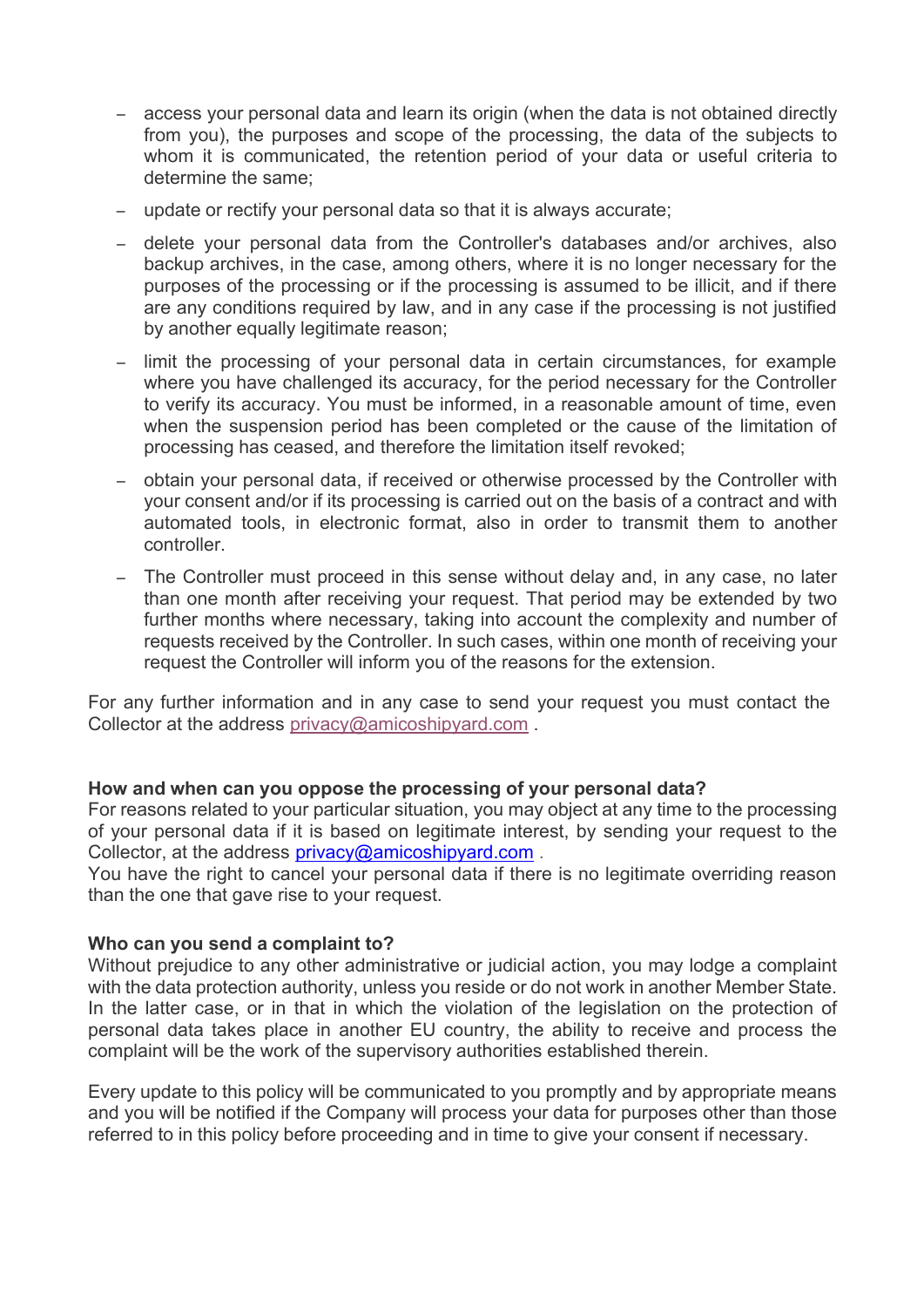- access your personal data and learn its origin (when the data is not obtained directly from you), the purposes and scope of the processing, the data of the subjects to whom it is communicated, the retention period of your data or useful criteria to determine the same;
- update or rectify your personal data so that it is always accurate;
- delete your personal data from the Controller's databases and/or archives, also backup archives, in the case, among others, where it is no longer necessary for the purposes of the processing or if the processing is assumed to be illicit, and if there are any conditions required by law, and in any case if the processing is not justified by another equally legitimate reason;
- limit the processing of your personal data in certain circumstances, for example where you have challenged its accuracy, for the period necessary for the Controller to verify its accuracy. You must be informed, in a reasonable amount of time, even when the suspension period has been completed or the cause of the limitation of processing has ceased, and therefore the limitation itself revoked;
- obtain your personal data, if received or otherwise processed by the Controller with your consent and/or if its processing is carried out on the basis of a contract and with automated tools, in electronic format, also in order to transmit them to another controller.
- The Controller must proceed in this sense without delay and, in any case, no later than one month after receiving your request. That period may be extended by two further months where necessary, taking into account the complexity and number of requests received by the Controller. In such cases, within one month of receiving your request the Controller will inform you of the reasons for the extension.

For any further information and in any case to send your request you must contact the Collector at the address privacy@amicoshipyard.com .

**How and when can you oppose the processing of your personal data?**
For reasons related to your particular situation, you may object at any time to the processing of your personal data if it is based on legitimate interest, by sending your request to the Collector, at the address privacy@amicoshipyard.com .
You have the right to cancel your personal data if there is no legitimate overriding reason than the one that gave rise to your request.

**Who can you send a complaint to?**
Without prejudice to any other administrative or judicial action, you may lodge a complaint with the data protection authority, unless you reside or do not work in another Member State. In the latter case, or in that in which the violation of the legislation on the protection of personal data takes place in another EU country, the ability to receive and process the complaint will be the work of the supervisory authorities established therein.

Every update to this policy will be communicated to you promptly and by appropriate means and you will be notified if the Company will process your data for purposes other than those referred to in this policy before proceeding and in time to give your consent if necessary.